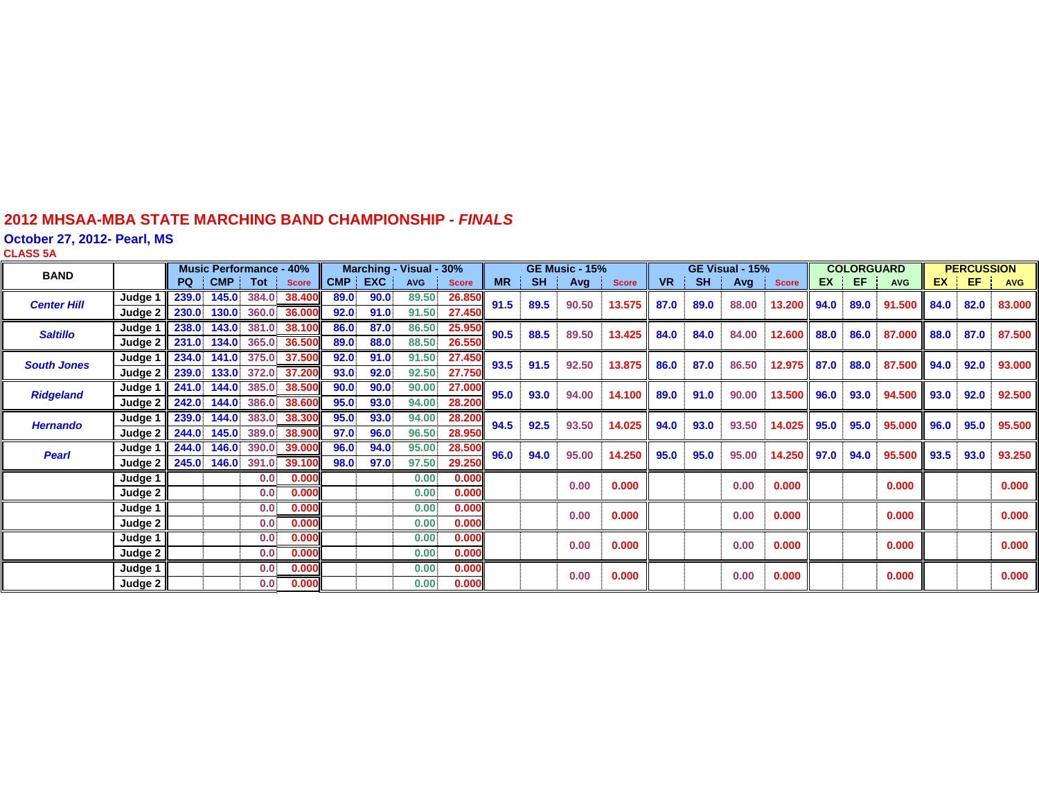# 2012 MHSAA-MBA STATE MARCHING BAND CHAMPIONSHIP - *FINALS*

**October 27, 2012- Pearl, MS**

**CLASS 5A**

| BAND | | Music Performance - 40% | | | | Marching - Visual - 30% | | | | GE Music - 15% | | | | GE Visual - 15% | | | | COLORGUARD | | | PERCUSSION | | |
|---|---|---|---|---|---|---|---|---|---|---|---|---|---|---|---|---|---|---|---|---|---|---|---|
| | | PQ | CMP | Tot | Score | CMP | EXC | AVG | Score | MR | SH | Avg | Score | VR | SH | Avg | Score | EX | EF | AVG | EX | EF | AVG |
| *Center Hill* | Judge 1 | 239.0 | 145.0 | 384.0 | 38.400 | 89.0 | 90.0 | 89.50 | 26.850 | 91.5 | 89.5 | 90.50 | 13.575 | 87.0 | 89.0 | 88.00 | 13.200 | 94.0 | 89.0 | 91.500 | 84.0 | 82.0 | 83.000 |
| | Judge 2 | 230.0 | 130.0 | 360.0 | 36.000 | 92.0 | 91.0 | 91.50 | 27.450 | | | | | | | | | | | | | | |
| *Saltillo* | Judge 1 | 238.0 | 143.0 | 381.0 | 38.100 | 86.0 | 87.0 | 86.50 | 25.950 | 90.5 | 88.5 | 89.50 | 13.425 | 84.0 | 84.0 | 84.00 | 12.600 | 88.0 | 86.0 | 87.000 | 88.0 | 87.0 | 87.500 |
| | Judge 2 | 231.0 | 134.0 | 365.0 | 36.500 | 89.0 | 88.0 | 88.50 | 26.550 | | | | | | | | | | | | | | |
| *South Jones* | Judge 1 | 234.0 | 141.0 | 375.0 | 37.500 | 92.0 | 91.0 | 91.50 | 27.450 | 93.5 | 91.5 | 92.50 | 13.875 | 86.0 | 87.0 | 86.50 | 12.975 | 87.0 | 88.0 | 87.500 | 94.0 | 92.0 | 93.000 |
| | Judge 2 | 239.0 | 133.0 | 372.0 | 37.200 | 93.0 | 92.0 | 92.50 | 27.750 | | | | | | | | | | | | | | |
| *Ridgeland* | Judge 1 | 241.0 | 144.0 | 385.0 | 38.500 | 90.0 | 90.0 | 90.00 | 27.000 | 95.0 | 93.0 | 94.00 | 14.100 | 89.0 | 91.0 | 90.00 | 13.500 | 96.0 | 93.0 | 94.500 | 93.0 | 92.0 | 92.500 |
| | Judge 2 | 242.0 | 144.0 | 386.0 | 38.600 | 95.0 | 93.0 | 94.00 | 28.200 | | | | | | | | | | | | | | |
| *Hernando* | Judge 1 | 239.0 | 144.0 | 383.0 | 38.300 | 95.0 | 93.0 | 94.00 | 28.200 | 94.5 | 92.5 | 93.50 | 14.025 | 94.0 | 93.0 | 93.50 | 14.025 | 95.0 | 95.0 | 95.000 | 96.0 | 95.0 | 95.500 |
| | Judge 2 | 244.0 | 145.0 | 389.0 | 38.900 | 97.0 | 96.0 | 96.50 | 28.950 | | | | | | | | | | | | | | |
| *Pearl* | Judge 1 | 244.0 | 146.0 | 390.0 | 39.000 | 96.0 | 94.0 | 95.00 | 28.500 | 96.0 | 94.0 | 95.00 | 14.250 | 95.0 | 95.0 | 95.00 | 14.250 | 97.0 | 94.0 | 95.500 | 93.5 | 93.0 | 93.250 |
| | Judge 2 | 245.0 | 146.0 | 391.0 | 39.100 | 98.0 | 97.0 | 97.50 | 29.250 | | | | | | | | | | | | | | |
| | Judge 1 | | | 0.0 | 0.000 | | | 0.00 | 0.000 | | | 0.00 | 0.000 | | | 0.00 | 0.000 | | | 0.000 | | | 0.000 |
| | Judge 2 | | | 0.0 | 0.000 | | | 0.00 | 0.000 | | | | | | | | | | | | | | |
| | Judge 1 | | | 0.0 | 0.000 | | | 0.00 | 0.000 | | | 0.00 | 0.000 | | | 0.00 | 0.000 | | | 0.000 | | | 0.000 |
| | Judge 2 | | | 0.0 | 0.000 | | | 0.00 | 0.000 | | | | | | | | | | | | | | |
| | Judge 1 | | | 0.0 | 0.000 | | | 0.00 | 0.000 | | | 0.00 | 0.000 | | | 0.00 | 0.000 | | | 0.000 | | | 0.000 |
| | Judge 2 | | | 0.0 | 0.000 | | | 0.00 | 0.000 | | | | | | | | | | | | | | |
| | Judge 1 | | | 0.0 | 0.000 | | | 0.00 | 0.000 | | | 0.00 | 0.000 | | | 0.00 | 0.000 | | | 0.000 | | | 0.000 |
| | Judge 2 | | | 0.0 | 0.000 | | | 0.00 | 0.000 | | | | | | | | | | | | | | |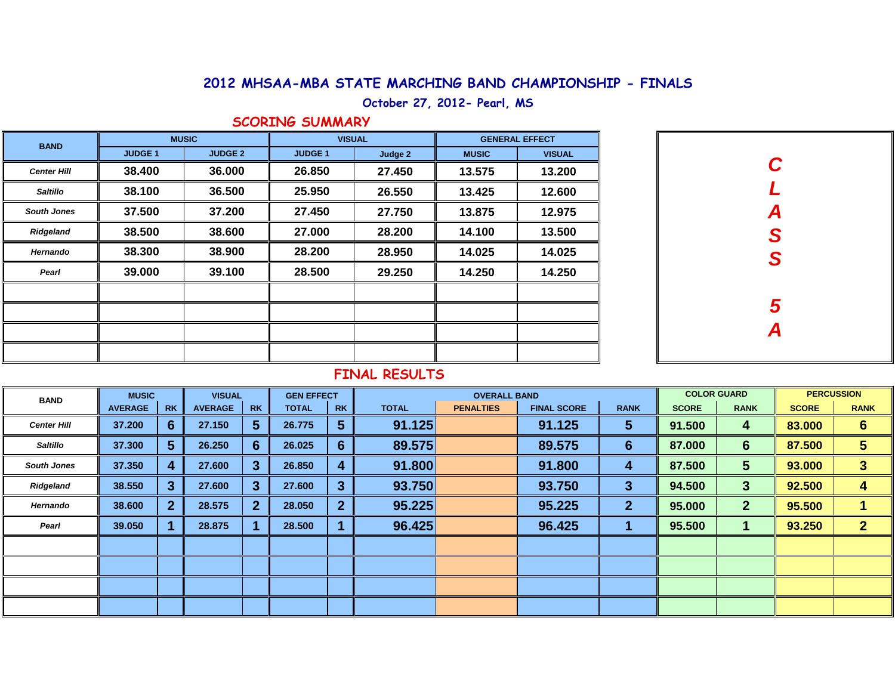# 2012 MHSAA-MBA STATE MARCHING BAND CHAMPIONSHIP - FINALS

October 27, 2012- Pearl, MS

## SCORING SUMMARY

| BAND | MUSIC | | VISUAL | | GENERAL EFFECT | |
|---|---|---|---|---|---|---|
| | JUDGE 1 | JUDGE 2 | JUDGE 1 | Judge 2 | MUSIC | VISUAL |
| *Center Hill* | 38.400 | 36.000 | 26.850 | 27.450 | 13.575 | 13.200 |
| *Saltillo* | 38.100 | 36.500 | 25.950 | 26.550 | 13.425 | 12.600 |
| *South Jones* | 37.500 | 37.200 | 27.450 | 27.750 | 13.875 | 12.975 |
| *Ridgeland* | 38.500 | 38.600 | 27.000 | 28.200 | 14.100 | 13.500 |
| *Hernando* | 38.300 | 38.900 | 28.200 | 28.950 | 14.025 | 14.025 |
| *Pearl* | 39.000 | 39.100 | 28.500 | 29.250 | 14.250 | 14.250 |

***CLASS 5A***

## FINAL RESULTS

| BAND | MUSIC | | VISUAL | | GEN EFFECT | | OVERALL BAND | | | | COLOR GUARD | | PERCUSSION | |
|---|---|---|---|---|---|---|---|---|---|---|---|---|---|---|
| | AVERAGE | RK | AVERAGE | RK | TOTAL | RK | TOTAL | PENALTIES | FINAL SCORE | RANK | SCORE | RANK | SCORE | RANK |
| *Center Hill* | 37.200 | 6 | 27.150 | 5 | 26.775 | 5 | 91.125 | | 91.125 | 5 | 91.500 | 4 | 83.000 | 6 |
| *Saltillo* | 37.300 | 5 | 26.250 | 6 | 26.025 | 6 | 89.575 | | 89.575 | 6 | 87.000 | 6 | 87.500 | 5 |
| *South Jones* | 37.350 | 4 | 27.600 | 3 | 26.850 | 4 | 91.800 | | 91.800 | 4 | 87.500 | 5 | 93.000 | 3 |
| *Ridgeland* | 38.550 | 3 | 27.600 | 3 | 27.600 | 3 | 93.750 | | 93.750 | 3 | 94.500 | 3 | 92.500 | 4 |
| *Hernando* | 38.600 | 2 | 28.575 | 2 | 28.050 | 2 | 95.225 | | 95.225 | 2 | 95.000 | 2 | 95.500 | 1 |
| *Pearl* | 39.050 | 1 | 28.875 | 1 | 28.500 | 1 | 96.425 | | 96.425 | 1 | 95.500 | 1 | 93.250 | 2 |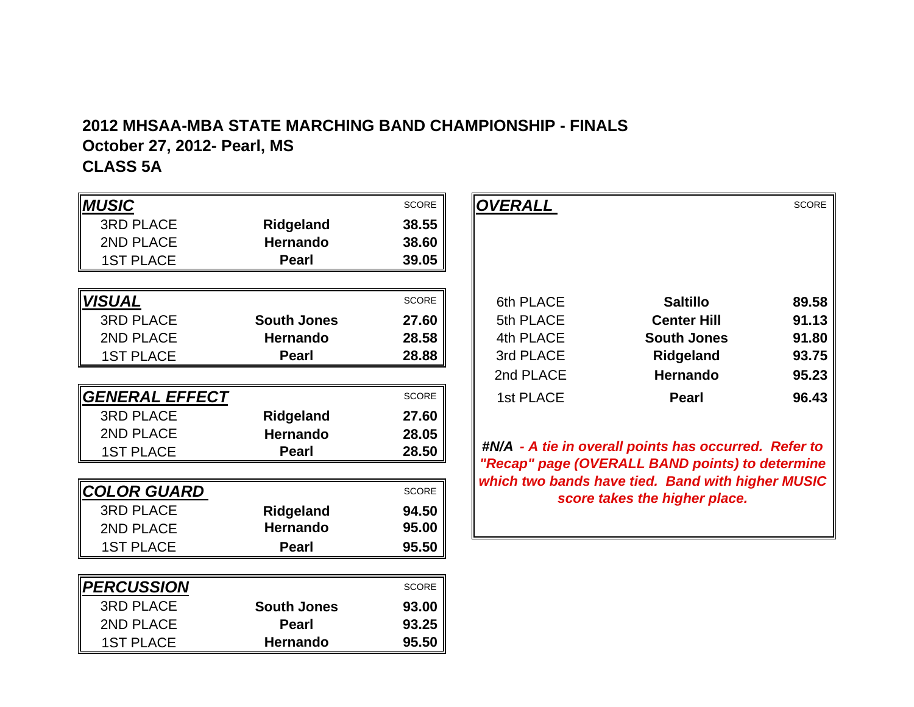**2012 MHSAA-MBA STATE MARCHING BAND CHAMPIONSHIP - FINALS**
**October 27, 2012- Pearl, MS**
**CLASS 5A**

| ***MUSIC*** | | SCORE |
|---|---|---|
| 3RD PLACE | **Ridgeland** | **38.55** |
| 2ND PLACE | **Hernando** | **38.60** |
| 1ST PLACE | **Pearl** | **39.05** |

| ***VISUAL*** | | SCORE |
|---|---|---|
| 3RD PLACE | **South Jones** | **27.60** |
| 2ND PLACE | **Hernando** | **28.58** |
| 1ST PLACE | **Pearl** | **28.88** |

| ***GENERAL EFFECT*** | | SCORE |
|---|---|---|
| 3RD PLACE | **Ridgeland** | **27.60** |
| 2ND PLACE | **Hernando** | **28.05** |
| 1ST PLACE | **Pearl** | **28.50** |

| ***COLOR GUARD*** | | SCORE |
|---|---|---|
| 3RD PLACE | **Ridgeland** | **94.50** |
| 2ND PLACE | **Hernando** | **95.00** |
| 1ST PLACE | **Pearl** | **95.50** |

| ***PERCUSSION*** | | SCORE |
|---|---|---|
| 3RD PLACE | **South Jones** | **93.00** |
| 2ND PLACE | **Pearl** | **93.25** |
| 1ST PLACE | **Hernando** | **95.50** |

| ***OVERALL*** | | SCORE |
|---|---|---|
| 6th PLACE | **Saltillo** | **89.58** |
| 5th PLACE | **Center Hill** | **91.13** |
| 4th PLACE | **South Jones** | **91.80** |
| 3rd PLACE | **Ridgeland** | **93.75** |
| 2nd PLACE | **Hernando** | **95.23** |
| 1st PLACE | **Pearl** | **96.43** |

***#N/A - A tie in overall points has occurred. Refer to "Recap" page (OVERALL BAND points) to determine which two bands have tied. Band with higher MUSIC score takes the higher place.***